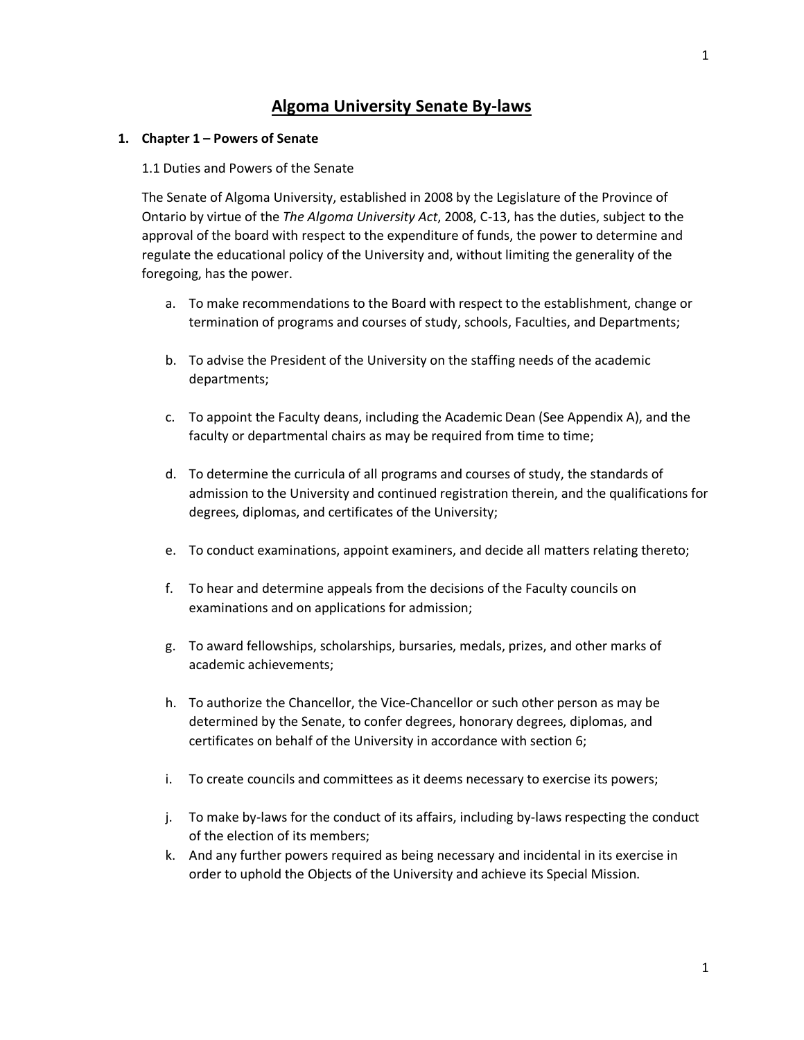# Algoma University Senate By-laws

## 1. Chapter 1 – Powers of Senate

### 1.1 Duties and Powers of the Senate

The Senate of Algoma University, established in 2008 by the Legislature of the Province of Ontario by virtue of the *The Algoma University Act*, 2008, C-13, has the duties, subject to the approval of the board with respect to the expenditure of funds, the power to determine and regulate the educational policy of the University and, without limiting the generality of the foregoing, has the power.

a. To make recommendations to the Board with respect to the establishment, change or termination of programs and courses of study, schools, Faculties, and Departments;

b. To advise the President of the University on the staffing needs of the academic departments;

c. To appoint the Faculty deans, including the Academic Dean (See Appendix A), and the faculty or departmental chairs as may be required from time to time;

d. To determine the curricula of all programs and courses of study, the standards of admission to the University and continued registration therein, and the qualifications for degrees, diplomas, and certificates of the University;

e. To conduct examinations, appoint examiners, and decide all matters relating thereto;

f. To hear and determine appeals from the decisions of the Faculty councils on examinations and on applications for admission;

g. To award fellowships, scholarships, bursaries, medals, prizes, and other marks of academic achievements;

h. To authorize the Chancellor, the Vice-Chancellor or such other person as may be determined by the Senate, to confer degrees, honorary degrees, diplomas, and certificates on behalf of the University in accordance with section 6;

i. To create councils and committees as it deems necessary to exercise its powers;

j. To make by-laws for the conduct of its affairs, including by-laws respecting the conduct of the election of its members;

k. And any further powers required as being necessary and incidental in its exercise in order to uphold the Objects of the University and achieve its Special Mission.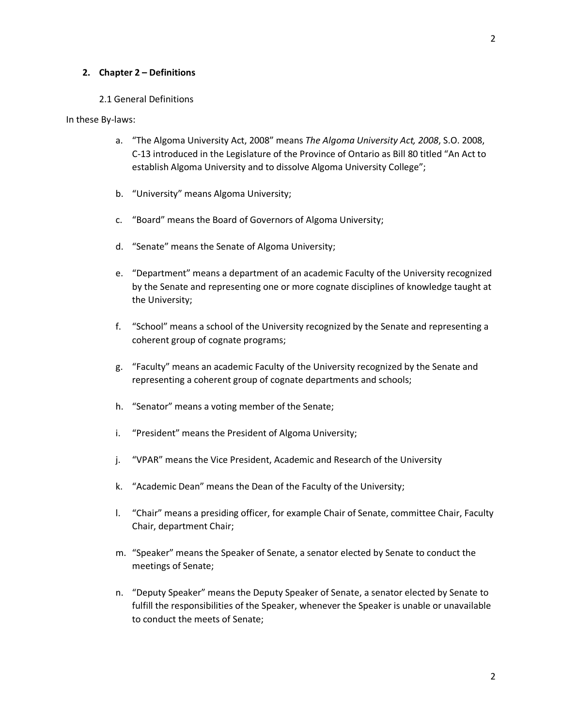## 2. Chapter 2 – Definitions

### 2.1 General Definitions

In these By-laws:

a. "The Algoma University Act, 2008" means *The Algoma University Act, 2008*, S.O. 2008, C-13 introduced in the Legislature of the Province of Ontario as Bill 80 titled "An Act to establish Algoma University and to dissolve Algoma University College";

b. "University" means Algoma University;

c. "Board" means the Board of Governors of Algoma University;

d. "Senate" means the Senate of Algoma University;

e. "Department" means a department of an academic Faculty of the University recognized by the Senate and representing one or more cognate disciplines of knowledge taught at the University;

f. "School" means a school of the University recognized by the Senate and representing a coherent group of cognate programs;

g. "Faculty" means an academic Faculty of the University recognized by the Senate and representing a coherent group of cognate departments and schools;

h. "Senator" means a voting member of the Senate;

i. "President" means the President of Algoma University;

j. "VPAR" means the Vice President, Academic and Research of the University

k. "Academic Dean" means the Dean of the Faculty of the University;

l. "Chair" means a presiding officer, for example Chair of Senate, committee Chair, Faculty Chair, department Chair;

m. "Speaker" means the Speaker of Senate, a senator elected by Senate to conduct the meetings of Senate;

n. "Deputy Speaker" means the Deputy Speaker of Senate, a senator elected by Senate to fulfill the responsibilities of the Speaker, whenever the Speaker is unable or unavailable to conduct the meets of Senate;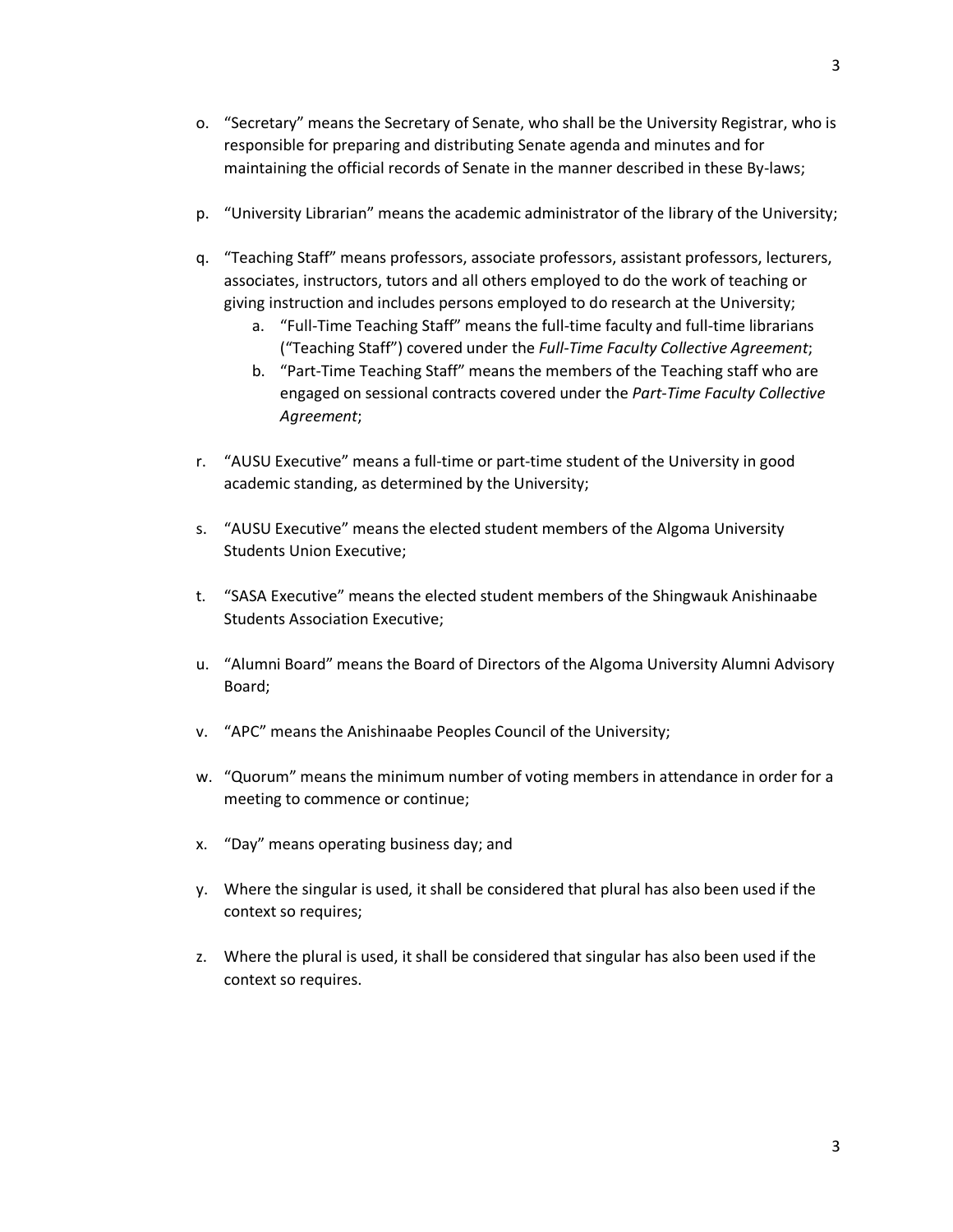o. “Secretary” means the Secretary of Senate, who shall be the University Registrar, who is responsible for preparing and distributing Senate agenda and minutes and for maintaining the official records of Senate in the manner described in these By-laws;

p. “University Librarian” means the academic administrator of the library of the University;

q. “Teaching Staff” means professors, associate professors, assistant professors, lecturers, associates, instructors, tutors and all others employed to do the work of teaching or giving instruction and includes persons employed to do research at the University;
    a. “Full-Time Teaching Staff” means the full-time faculty and full-time librarians (“Teaching Staff”) covered under the *Full-Time Faculty Collective Agreement*;
    b. “Part-Time Teaching Staff” means the members of the Teaching staff who are engaged on sessional contracts covered under the *Part-Time Faculty Collective Agreement*;

r. “AUSU Executive” means a full-time or part-time student of the University in good academic standing, as determined by the University;

s. “AUSU Executive” means the elected student members of the Algoma University Students Union Executive;

t. “SASA Executive” means the elected student members of the Shingwauk Anishinaabe Students Association Executive;

u. “Alumni Board” means the Board of Directors of the Algoma University Alumni Advisory Board;

v. “APC” means the Anishinaabe Peoples Council of the University;

w. “Quorum” means the minimum number of voting members in attendance in order for a meeting to commence or continue;

x. “Day” means operating business day; and

y. Where the singular is used, it shall be considered that plural has also been used if the context so requires;

z. Where the plural is used, it shall be considered that singular has also been used if the context so requires.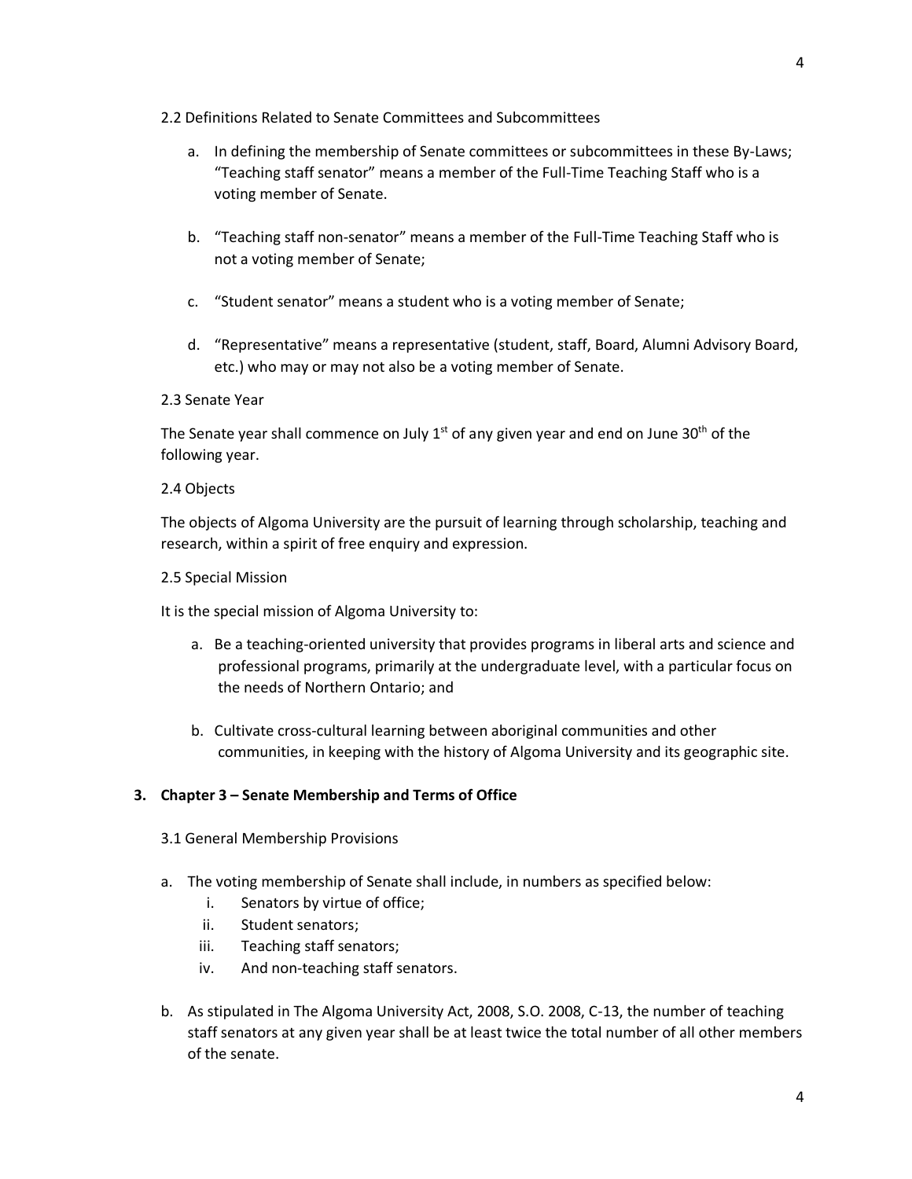### 2.2 Definitions Related to Senate Committees and Subcommittees

a. In defining the membership of Senate committees or subcommittees in these By-Laws; "Teaching staff senator" means a member of the Full-Time Teaching Staff who is a voting member of Senate.

b. "Teaching staff non-senator" means a member of the Full-Time Teaching Staff who is not a voting member of Senate;

c. "Student senator" means a student who is a voting member of Senate;

d. "Representative" means a representative (student, staff, Board, Alumni Advisory Board, etc.) who may or may not also be a voting member of Senate.

### 2.3 Senate Year

The Senate year shall commence on July 1st of any given year and end on June 30th of the following year.

### 2.4 Objects

The objects of Algoma University are the pursuit of learning through scholarship, teaching and research, within a spirit of free enquiry and expression.

### 2.5 Special Mission

It is the special mission of Algoma University to:

a. Be a teaching-oriented university that provides programs in liberal arts and science and professional programs, primarily at the undergraduate level, with a particular focus on the needs of Northern Ontario; and

b. Cultivate cross-cultural learning between aboriginal communities and other communities, in keeping with the history of Algoma University and its geographic site.

## 3. Chapter 3 – Senate Membership and Terms of Office

### 3.1 General Membership Provisions

a. The voting membership of Senate shall include, in numbers as specified below:
   i. Senators by virtue of office;
   ii. Student senators;
   iii. Teaching staff senators;
   iv. And non-teaching staff senators.

b. As stipulated in The Algoma University Act, 2008, S.O. 2008, C-13, the number of teaching staff senators at any given year shall be at least twice the total number of all other members of the senate.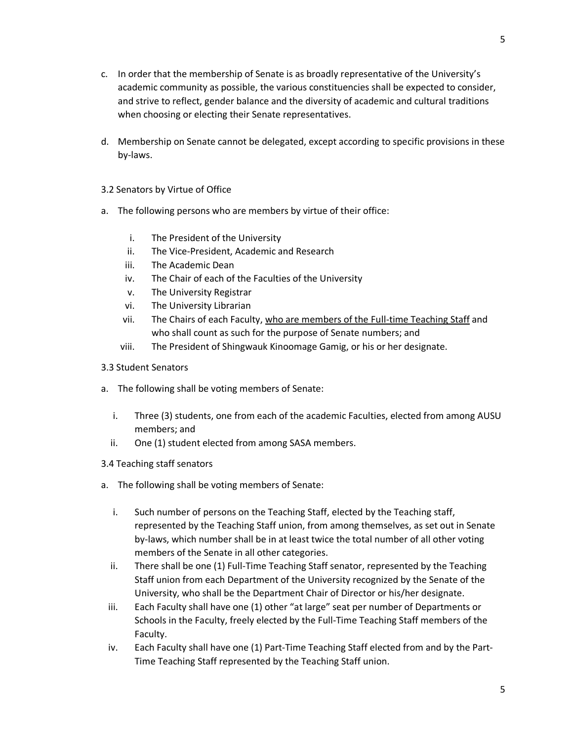c. In order that the membership of Senate is as broadly representative of the University's academic community as possible, the various constituencies shall be expected to consider, and strive to reflect, gender balance and the diversity of academic and cultural traditions when choosing or electing their Senate representatives.

d. Membership on Senate cannot be delegated, except according to specific provisions in these by-laws.

3.2 Senators by Virtue of Office

a. The following persons who are members by virtue of their office:

   i. The President of the University
   ii. The Vice-President, Academic and Research
   iii. The Academic Dean
   iv. The Chair of each of the Faculties of the University
   v. The University Registrar
   vi. The University Librarian
   vii. The Chairs of each Faculty, <u>who are members of the Full-time Teaching Staff</u> and who shall count as such for the purpose of Senate numbers; and
   viii. The President of Shingwauk Kinoomage Gamig, or his or her designate.

3.3 Student Senators

a. The following shall be voting members of Senate:

   i. Three (3) students, one from each of the academic Faculties, elected from among AUSU members; and
   ii. One (1) student elected from among SASA members.

3.4 Teaching staff senators

a. The following shall be voting members of Senate:

   i. Such number of persons on the Teaching Staff, elected by the Teaching staff, represented by the Teaching Staff union, from among themselves, as set out in Senate by-laws, which number shall be in at least twice the total number of all other voting members of the Senate in all other categories.
   ii. There shall be one (1) Full-Time Teaching Staff senator, represented by the Teaching Staff union from each Department of the University recognized by the Senate of the University, who shall be the Department Chair of Director or his/her designate.
   iii. Each Faculty shall have one (1) other "at large" seat per number of Departments or Schools in the Faculty, freely elected by the Full-Time Teaching Staff members of the Faculty.
   iv. Each Faculty shall have one (1) Part-Time Teaching Staff elected from and by the Part-Time Teaching Staff represented by the Teaching Staff union.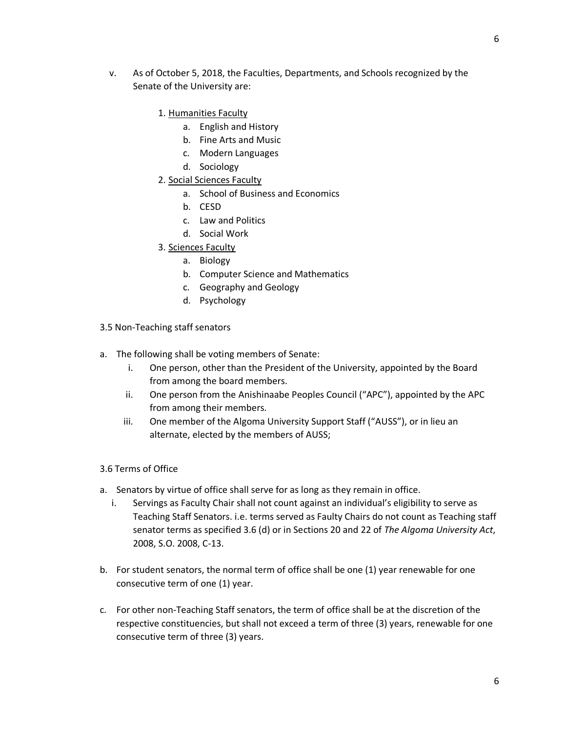v. As of October 5, 2018, the Faculties, Departments, and Schools recognized by the Senate of the University are:

   1. Humanities Faculty
      a. English and History
      b. Fine Arts and Music
      c. Modern Languages
      d. Sociology
   2. Social Sciences Faculty
      a. School of Business and Economics
      b. CESD
      c. Law and Politics
      d. Social Work
   3. Sciences Faculty
      a. Biology
      b. Computer Science and Mathematics
      c. Geography and Geology
      d. Psychology

### 3.5 Non-Teaching staff senators

a. The following shall be voting members of Senate:
   i. One person, other than the President of the University, appointed by the Board from among the board members.
   ii. One person from the Anishinaabe Peoples Council ("APC"), appointed by the APC from among their members.
   iii. One member of the Algoma University Support Staff ("AUSS"), or in lieu an alternate, elected by the members of AUSS;

### 3.6 Terms of Office

a. Senators by virtue of office shall serve for as long as they remain in office.
   i. Servings as Faculty Chair shall not count against an individual's eligibility to serve as Teaching Staff Senators. i.e. terms served as Faulty Chairs do not count as Teaching staff senator terms as specified 3.6 (d) or in Sections 20 and 22 of *The Algoma University Act*, 2008, S.O. 2008, C-13.

b. For student senators, the normal term of office shall be one (1) year renewable for one consecutive term of one (1) year.

c. For other non-Teaching Staff senators, the term of office shall be at the discretion of the respective constituencies, but shall not exceed a term of three (3) years, renewable for one consecutive term of three (3) years.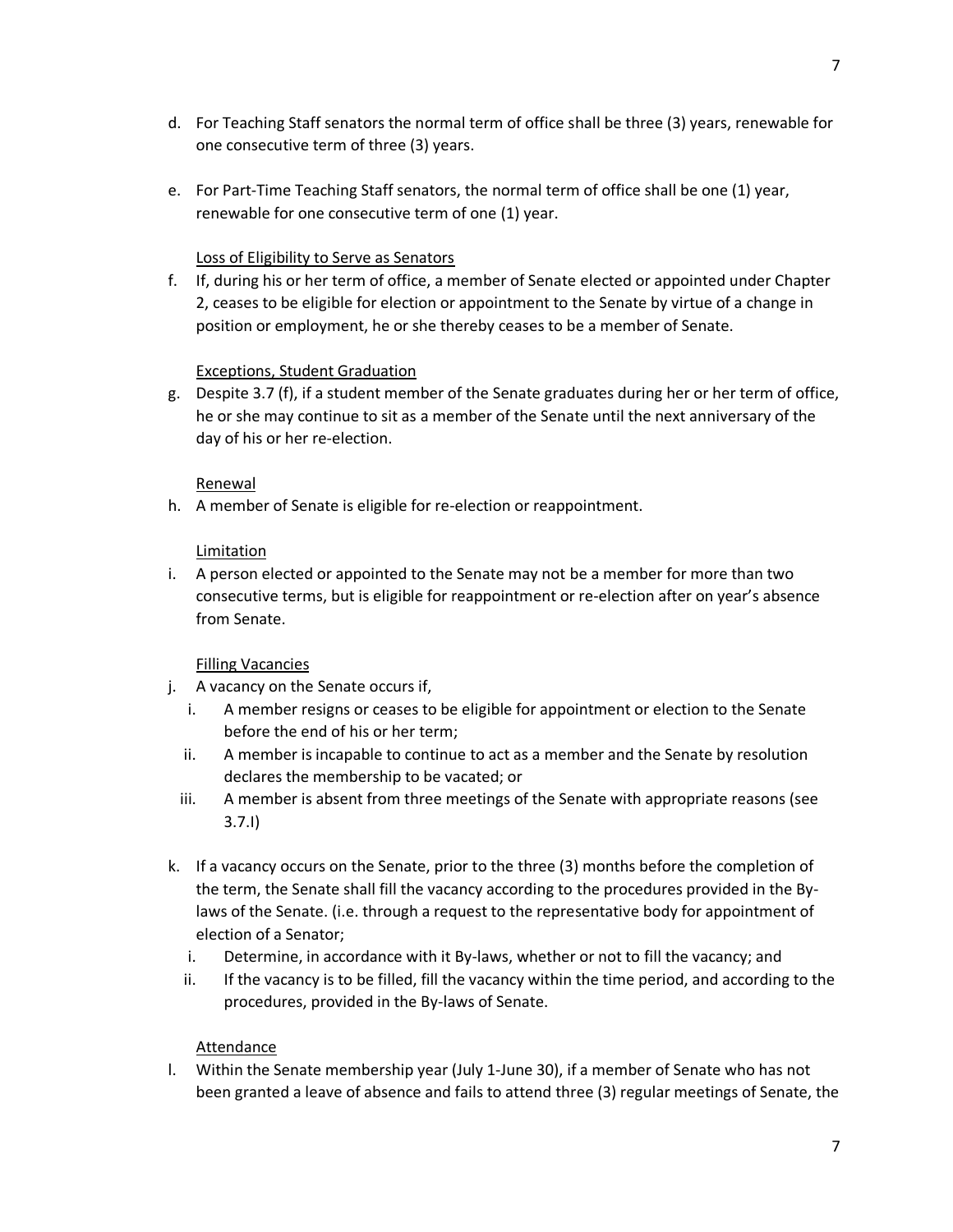d. For Teaching Staff senators the normal term of office shall be three (3) years, renewable for one consecutive term of three (3) years.

e. For Part-Time Teaching Staff senators, the normal term of office shall be one (1) year, renewable for one consecutive term of one (1) year.

<u>Loss of Eligibility to Serve as Senators</u>

f. If, during his or her term of office, a member of Senate elected or appointed under Chapter 2, ceases to be eligible for election or appointment to the Senate by virtue of a change in position or employment, he or she thereby ceases to be a member of Senate.

<u>Exceptions, Student Graduation</u>

g. Despite 3.7 (f), if a student member of the Senate graduates during her or her term of office, he or she may continue to sit as a member of the Senate until the next anniversary of the day of his or her re-election.

<u>Renewal</u>

h. A member of Senate is eligible for re-election or reappointment.

<u>Limitation</u>

i. A person elected or appointed to the Senate may not be a member for more than two consecutive terms, but is eligible for reappointment or re-election after on year's absence from Senate.

<u>Filling Vacancies</u>

j. A vacancy on the Senate occurs if,
   i. A member resigns or ceases to be eligible for appointment or election to the Senate before the end of his or her term;
   ii. A member is incapable to continue to act as a member and the Senate by resolution declares the membership to be vacated; or
   iii. A member is absent from three meetings of the Senate with appropriate reasons (see 3.7.l)

k. If a vacancy occurs on the Senate, prior to the three (3) months before the completion of the term, the Senate shall fill the vacancy according to the procedures provided in the By-laws of the Senate. (i.e. through a request to the representative body for appointment of election of a Senator;
   i. Determine, in accordance with it By-laws, whether or not to fill the vacancy; and
   ii. If the vacancy is to be filled, fill the vacancy within the time period, and according to the procedures, provided in the By-laws of Senate.

<u>Attendance</u>

l. Within the Senate membership year (July 1-June 30), if a member of Senate who has not been granted a leave of absence and fails to attend three (3) regular meetings of Senate, the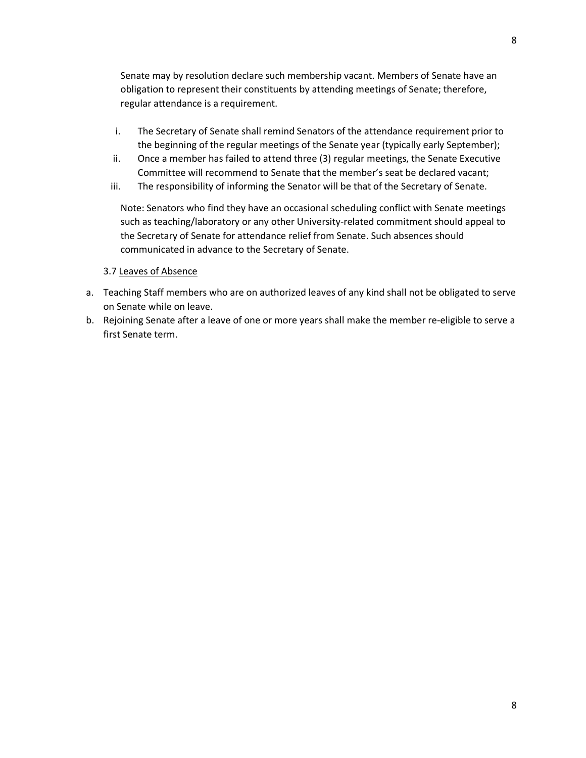Senate may by resolution declare such membership vacant. Members of Senate have an obligation to represent their constituents by attending meetings of Senate; therefore, regular attendance is a requirement.

i. The Secretary of Senate shall remind Senators of the attendance requirement prior to the beginning of the regular meetings of the Senate year (typically early September);
ii. Once a member has failed to attend three (3) regular meetings, the Senate Executive Committee will recommend to Senate that the member's seat be declared vacant;
iii. The responsibility of informing the Senator will be that of the Secretary of Senate.

Note: Senators who find they have an occasional scheduling conflict with Senate meetings such as teaching/laboratory or any other University-related commitment should appeal to the Secretary of Senate for attendance relief from Senate. Such absences should communicated in advance to the Secretary of Senate.

3.7 Leaves of Absence

a. Teaching Staff members who are on authorized leaves of any kind shall not be obligated to serve on Senate while on leave.
b. Rejoining Senate after a leave of one or more years shall make the member re-eligible to serve a first Senate term.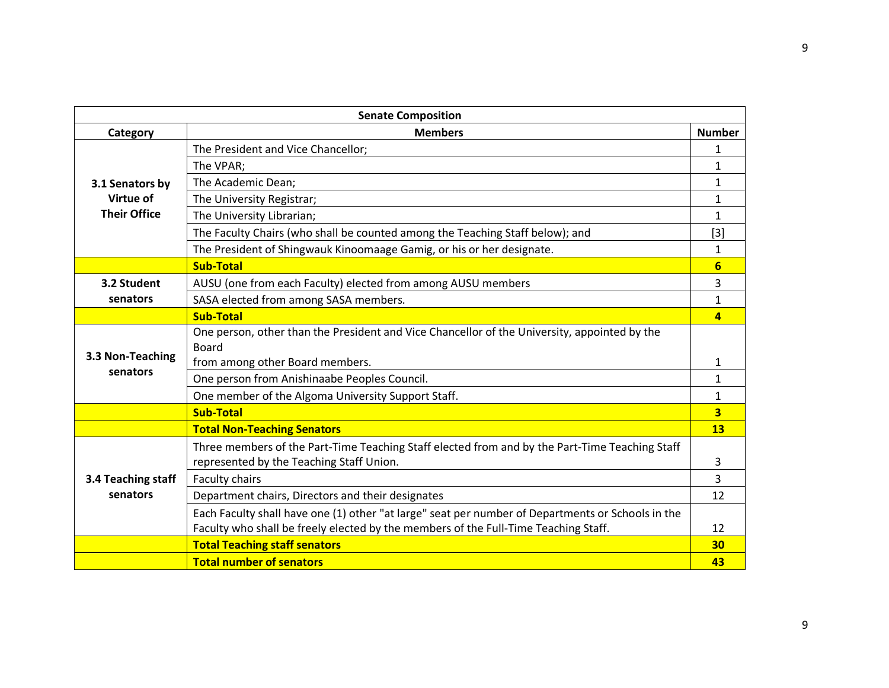| Senate Composition | | |
|---|---|---|
| **Category** | **Members** | **Number** |
| **3.1 Senators by Virtue of Their Office** | The President and Vice Chancellor; | 1 |
| | The VPAR; | 1 |
| | The Academic Dean; | 1 |
| | The University Registrar; | 1 |
| | The University Librarian; | 1 |
| | The Faculty Chairs (who shall be counted among the Teaching Staff below); and | [3] |
| | The President of Shingwauk Kinoomaage Gamig, or his or her designate. | 1 |
| | **Sub-Total** | **6** |
| **3.2 Student senators** | AUSU (one from each Faculty) elected from among AUSU members | 3 |
| | SASA elected from among SASA members. | 1 |
| | **Sub-Total** | **4** |
| **3.3 Non-Teaching senators** | One person, other than the President and Vice Chancellor of the University, appointed by the Board from among other Board members. | 1 |
| | One person from Anishinaabe Peoples Council. | 1 |
| | One member of the Algoma University Support Staff. | 1 |
| | **Sub-Total** | **3** |
| | **Total Non-Teaching Senators** | **13** |
| **3.4 Teaching staff senators** | Three members of the Part-Time Teaching Staff elected from and by the Part-Time Teaching Staff represented by the Teaching Staff Union. | 3 |
| | Faculty chairs | 3 |
| | Department chairs, Directors and their designates | 12 |
| | Each Faculty shall have one (1) other "at large" seat per number of Departments or Schools in the Faculty who shall be freely elected by the members of the Full-Time Teaching Staff. | 12 |
| | **Total Teaching staff senators** | **30** |
| | **Total number of senators** | **43** |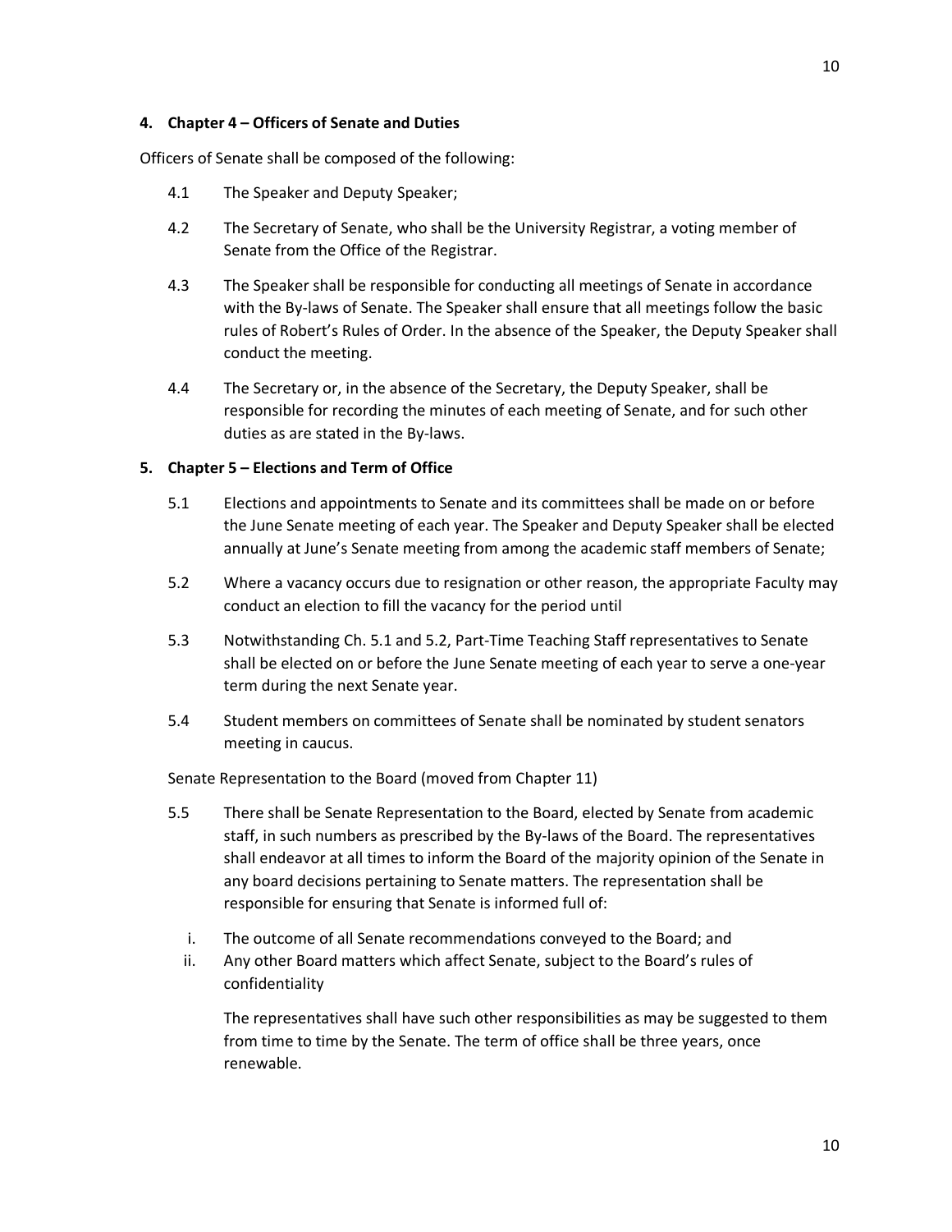## 4. Chapter 4 – Officers of Senate and Duties

Officers of Senate shall be composed of the following:

4.1 The Speaker and Deputy Speaker;

4.2 The Secretary of Senate, who shall be the University Registrar, a voting member of Senate from the Office of the Registrar.

4.3 The Speaker shall be responsible for conducting all meetings of Senate in accordance with the By-laws of Senate. The Speaker shall ensure that all meetings follow the basic rules of Robert's Rules of Order. In the absence of the Speaker, the Deputy Speaker shall conduct the meeting.

4.4 The Secretary or, in the absence of the Secretary, the Deputy Speaker, shall be responsible for recording the minutes of each meeting of Senate, and for such other duties as are stated in the By-laws.

## 5. Chapter 5 – Elections and Term of Office

5.1 Elections and appointments to Senate and its committees shall be made on or before the June Senate meeting of each year. The Speaker and Deputy Speaker shall be elected annually at June's Senate meeting from among the academic staff members of Senate;

5.2 Where a vacancy occurs due to resignation or other reason, the appropriate Faculty may conduct an election to fill the vacancy for the period until

5.3 Notwithstanding Ch. 5.1 and 5.2, Part-Time Teaching Staff representatives to Senate shall be elected on or before the June Senate meeting of each year to serve a one-year term during the next Senate year.

5.4 Student members on committees of Senate shall be nominated by student senators meeting in caucus.

Senate Representation to the Board (moved from Chapter 11)

5.5 There shall be Senate Representation to the Board, elected by Senate from academic staff, in such numbers as prescribed by the By-laws of the Board. The representatives shall endeavor at all times to inform the Board of the majority opinion of the Senate in any board decisions pertaining to Senate matters. The representation shall be responsible for ensuring that Senate is informed full of:

i. The outcome of all Senate recommendations conveyed to the Board; and
ii. Any other Board matters which affect Senate, subject to the Board's rules of confidentiality

The representatives shall have such other responsibilities as may be suggested to them from time to time by the Senate. The term of office shall be three years, once renewable.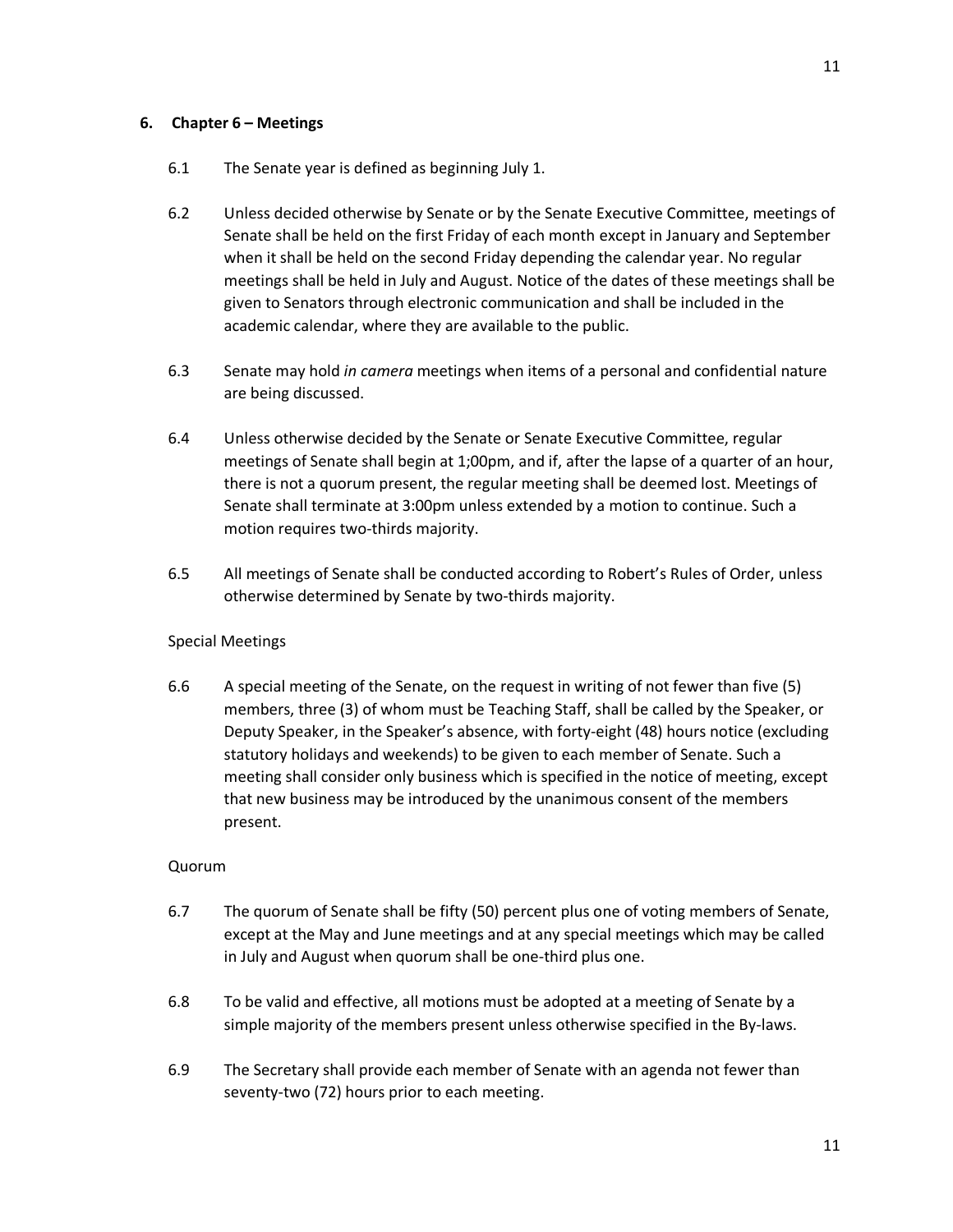## 6. Chapter 6 – Meetings

6.1 The Senate year is defined as beginning July 1.

6.2 Unless decided otherwise by Senate or by the Senate Executive Committee, meetings of Senate shall be held on the first Friday of each month except in January and September when it shall be held on the second Friday depending the calendar year. No regular meetings shall be held in July and August. Notice of the dates of these meetings shall be given to Senators through electronic communication and shall be included in the academic calendar, where they are available to the public.

6.3 Senate may hold *in camera* meetings when items of a personal and confidential nature are being discussed.

6.4 Unless otherwise decided by the Senate or Senate Executive Committee, regular meetings of Senate shall begin at 1;00pm, and if, after the lapse of a quarter of an hour, there is not a quorum present, the regular meeting shall be deemed lost. Meetings of Senate shall terminate at 3:00pm unless extended by a motion to continue. Such a motion requires two-thirds majority.

6.5 All meetings of Senate shall be conducted according to Robert's Rules of Order, unless otherwise determined by Senate by two-thirds majority.

### Special Meetings

6.6 A special meeting of the Senate, on the request in writing of not fewer than five (5) members, three (3) of whom must be Teaching Staff, shall be called by the Speaker, or Deputy Speaker, in the Speaker's absence, with forty-eight (48) hours notice (excluding statutory holidays and weekends) to be given to each member of Senate. Such a meeting shall consider only business which is specified in the notice of meeting, except that new business may be introduced by the unanimous consent of the members present.

### Quorum

6.7 The quorum of Senate shall be fifty (50) percent plus one of voting members of Senate, except at the May and June meetings and at any special meetings which may be called in July and August when quorum shall be one-third plus one.

6.8 To be valid and effective, all motions must be adopted at a meeting of Senate by a simple majority of the members present unless otherwise specified in the By-laws.

6.9 The Secretary shall provide each member of Senate with an agenda not fewer than seventy-two (72) hours prior to each meeting.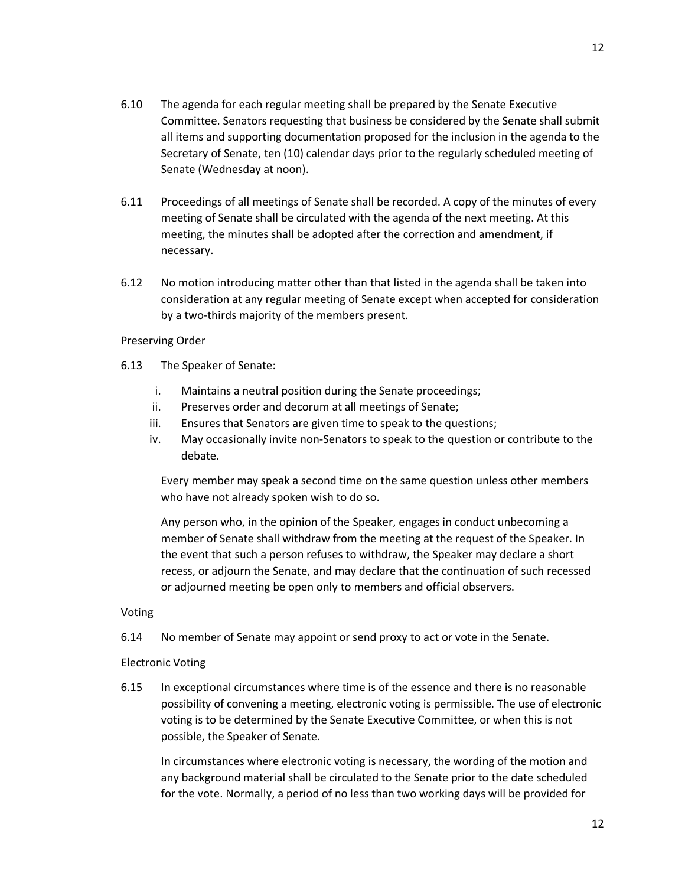6.10 The agenda for each regular meeting shall be prepared by the Senate Executive Committee. Senators requesting that business be considered by the Senate shall submit all items and supporting documentation proposed for the inclusion in the agenda to the Secretary of Senate, ten (10) calendar days prior to the regularly scheduled meeting of Senate (Wednesday at noon).

6.11 Proceedings of all meetings of Senate shall be recorded. A copy of the minutes of every meeting of Senate shall be circulated with the agenda of the next meeting. At this meeting, the minutes shall be adopted after the correction and amendment, if necessary.

6.12 No motion introducing matter other than that listed in the agenda shall be taken into consideration at any regular meeting of Senate except when accepted for consideration by a two-thirds majority of the members present.

Preserving Order

6.13 The Speaker of Senate:

i. Maintains a neutral position during the Senate proceedings;
ii. Preserves order and decorum at all meetings of Senate;
iii. Ensures that Senators are given time to speak to the questions;
iv. May occasionally invite non-Senators to speak to the question or contribute to the debate.

Every member may speak a second time on the same question unless other members who have not already spoken wish to do so.

Any person who, in the opinion of the Speaker, engages in conduct unbecoming a member of Senate shall withdraw from the meeting at the request of the Speaker. In the event that such a person refuses to withdraw, the Speaker may declare a short recess, or adjourn the Senate, and may declare that the continuation of such recessed or adjourned meeting be open only to members and official observers.

Voting

6.14 No member of Senate may appoint or send proxy to act or vote in the Senate.

Electronic Voting

6.15 In exceptional circumstances where time is of the essence and there is no reasonable possibility of convening a meeting, electronic voting is permissible. The use of electronic voting is to be determined by the Senate Executive Committee, or when this is not possible, the Speaker of Senate.

In circumstances where electronic voting is necessary, the wording of the motion and any background material shall be circulated to the Senate prior to the date scheduled for the vote. Normally, a period of no less than two working days will be provided for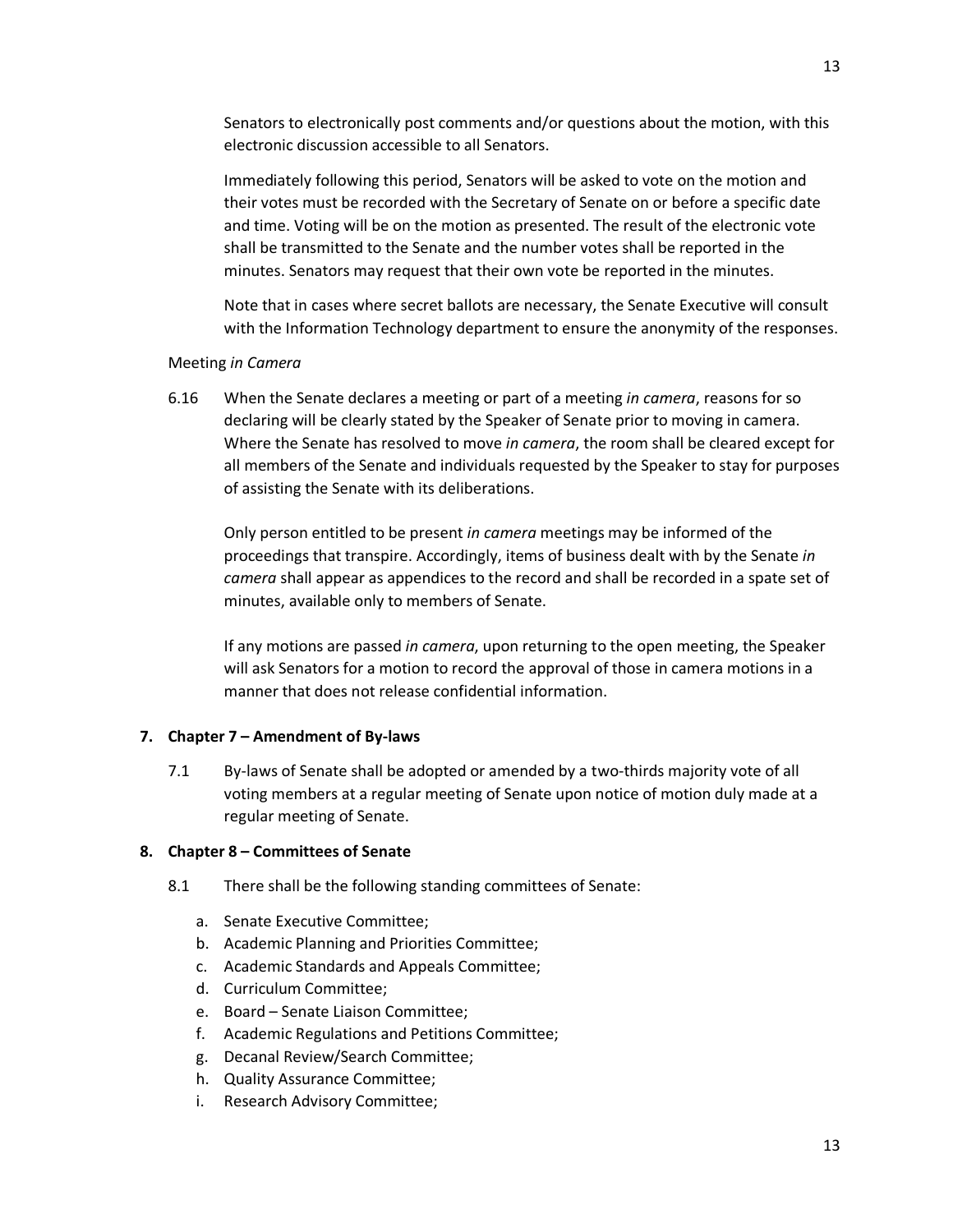Senators to electronically post comments and/or questions about the motion, with this electronic discussion accessible to all Senators.

Immediately following this period, Senators will be asked to vote on the motion and their votes must be recorded with the Secretary of Senate on or before a specific date and time. Voting will be on the motion as presented. The result of the electronic vote shall be transmitted to the Senate and the number votes shall be reported in the minutes. Senators may request that their own vote be reported in the minutes.

Note that in cases where secret ballots are necessary, the Senate Executive will consult with the Information Technology department to ensure the anonymity of the responses.

Meeting *in Camera*

6.16 When the Senate declares a meeting or part of a meeting *in camera*, reasons for so declaring will be clearly stated by the Speaker of Senate prior to moving in camera. Where the Senate has resolved to move *in camera*, the room shall be cleared except for all members of the Senate and individuals requested by the Speaker to stay for purposes of assisting the Senate with its deliberations.

Only person entitled to be present *in camera* meetings may be informed of the proceedings that transpire. Accordingly, items of business dealt with by the Senate *in camera* shall appear as appendices to the record and shall be recorded in a spate set of minutes, available only to members of Senate.

If any motions are passed *in camera*, upon returning to the open meeting, the Speaker will ask Senators for a motion to record the approval of those in camera motions in a manner that does not release confidential information.

## 7. Chapter 7 – Amendment of By-laws

7.1 By-laws of Senate shall be adopted or amended by a two-thirds majority vote of all voting members at a regular meeting of Senate upon notice of motion duly made at a regular meeting of Senate.

## 8. Chapter 8 – Committees of Senate

8.1 There shall be the following standing committees of Senate:

a. Senate Executive Committee;
b. Academic Planning and Priorities Committee;
c. Academic Standards and Appeals Committee;
d. Curriculum Committee;
e. Board – Senate Liaison Committee;
f. Academic Regulations and Petitions Committee;
g. Decanal Review/Search Committee;
h. Quality Assurance Committee;
i. Research Advisory Committee;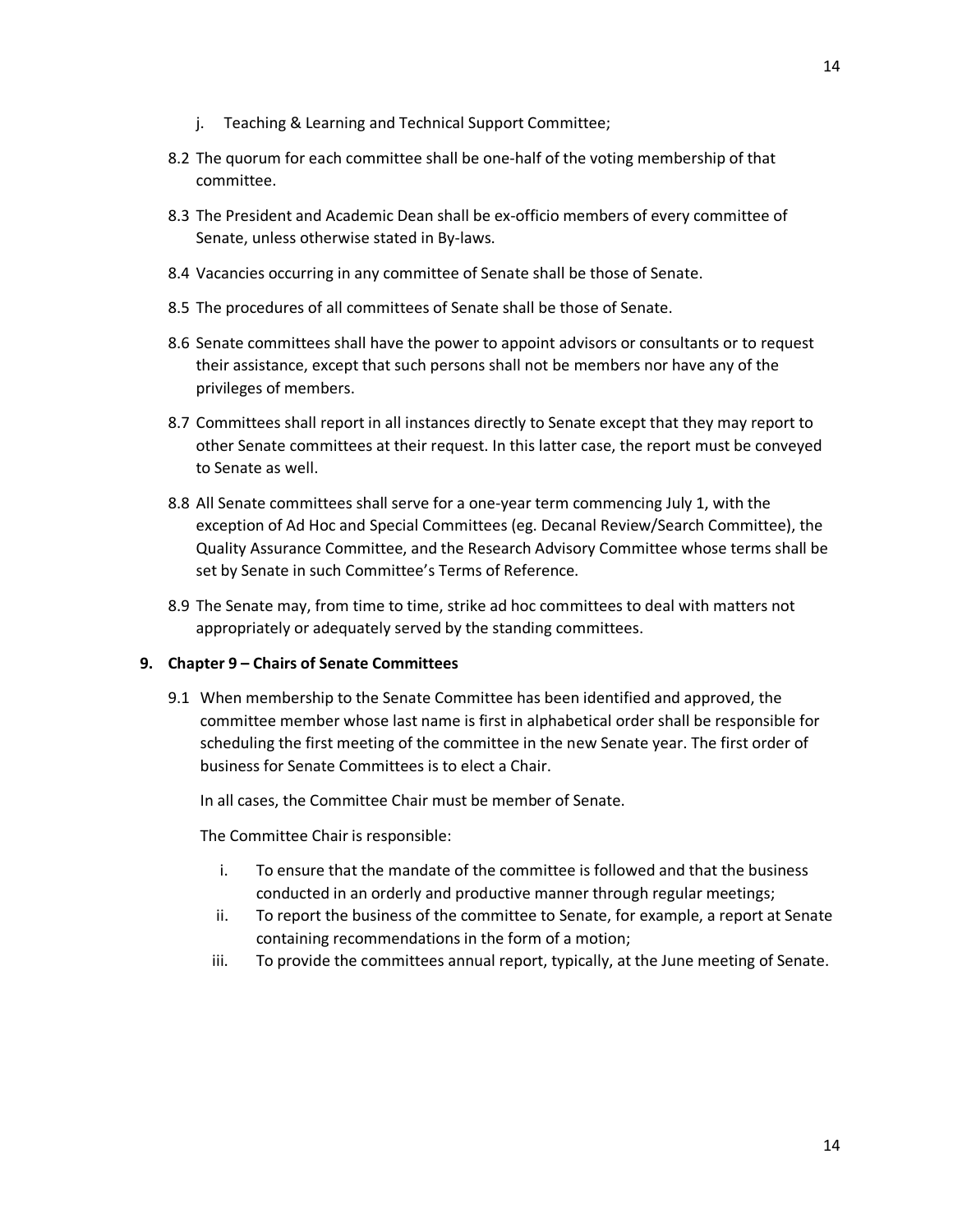j. Teaching & Learning and Technical Support Committee;

8.2 The quorum for each committee shall be one-half of the voting membership of that committee.

8.3 The President and Academic Dean shall be ex-officio members of every committee of Senate, unless otherwise stated in By-laws.

8.4 Vacancies occurring in any committee of Senate shall be those of Senate.

8.5 The procedures of all committees of Senate shall be those of Senate.

8.6 Senate committees shall have the power to appoint advisors or consultants or to request their assistance, except that such persons shall not be members nor have any of the privileges of members.

8.7 Committees shall report in all instances directly to Senate except that they may report to other Senate committees at their request. In this latter case, the report must be conveyed to Senate as well.

8.8 All Senate committees shall serve for a one-year term commencing July 1, with the exception of Ad Hoc and Special Committees (eg. Decanal Review/Search Committee), the Quality Assurance Committee, and the Research Advisory Committee whose terms shall be set by Senate in such Committee's Terms of Reference.

8.9 The Senate may, from time to time, strike ad hoc committees to deal with matters not appropriately or adequately served by the standing committees.

## 9. Chapter 9 – Chairs of Senate Committees

9.1 When membership to the Senate Committee has been identified and approved, the committee member whose last name is first in alphabetical order shall be responsible for scheduling the first meeting of the committee in the new Senate year. The first order of business for Senate Committees is to elect a Chair.

In all cases, the Committee Chair must be member of Senate.

The Committee Chair is responsible:

i. To ensure that the mandate of the committee is followed and that the business conducted in an orderly and productive manner through regular meetings;

ii. To report the business of the committee to Senate, for example, a report at Senate containing recommendations in the form of a motion;

iii. To provide the committees annual report, typically, at the June meeting of Senate.